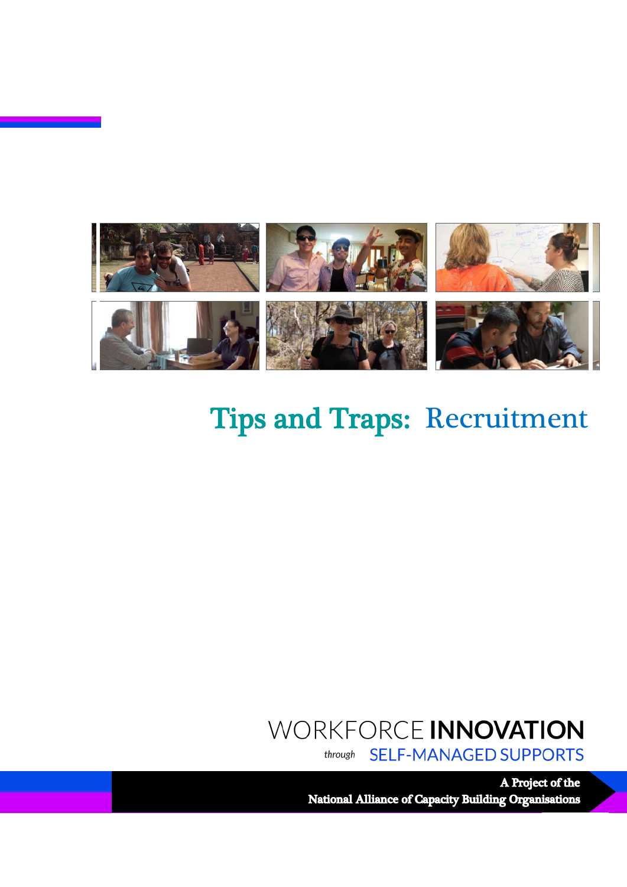# Tips and Traps: Recruitment

WORKFORCE **INNOVATION**

*through* SELF-MANAGED SUPPORTS

**A Project of the**
**National Alliance of Capacity Building Organisations**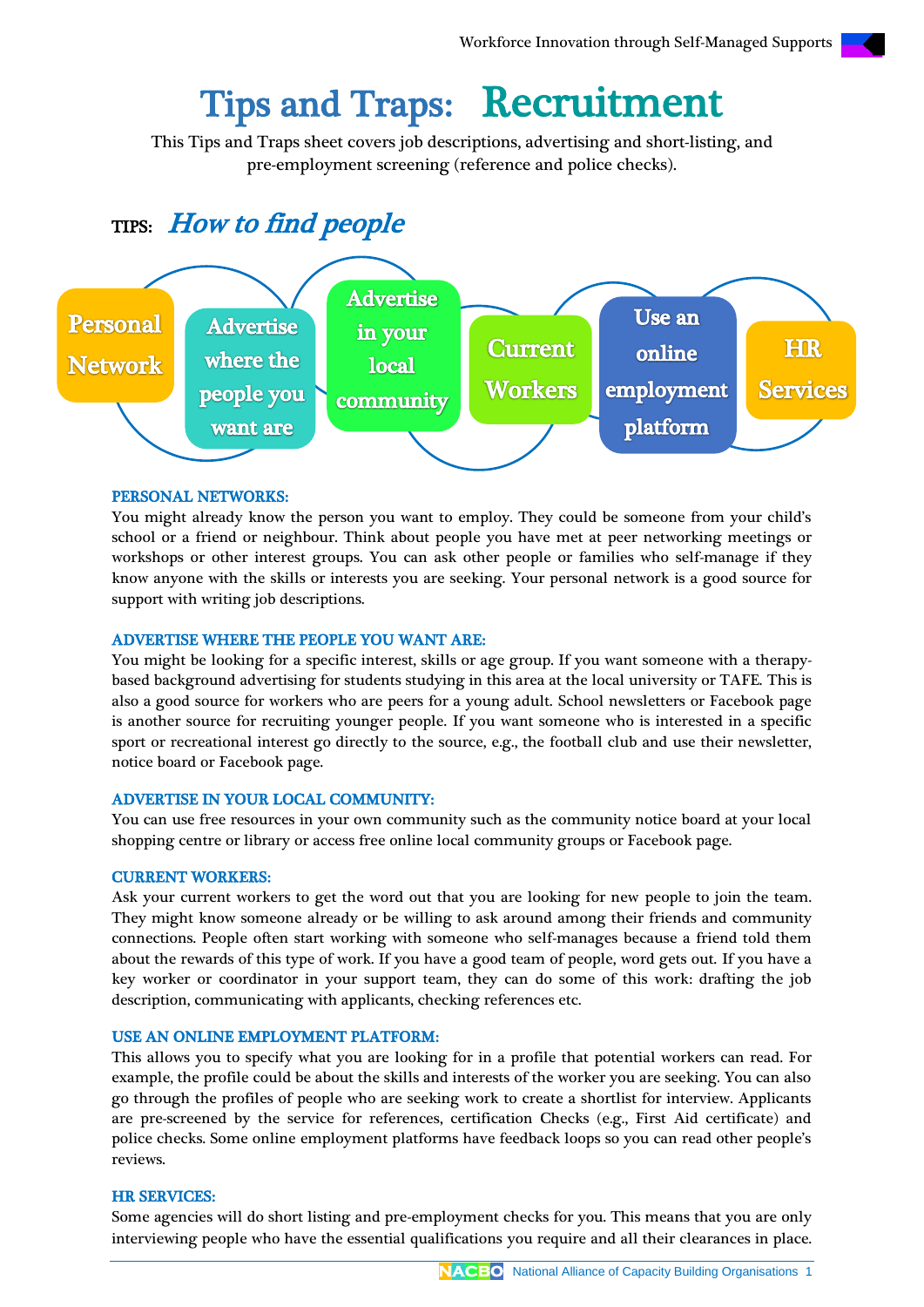# Tips and Traps: Recruitment

This Tips and Traps sheet covers job descriptions, advertising and short-listing, and pre-employment screening (reference and police checks).

## TIPS: *How to find people*

Personal Network | Advertise where the people you want are | Advertise in your local community | Current Workers | Use an online employment platform | HR Services

### PERSONAL NETWORKS:

You might already know the person you want to employ. They could be someone from your child's school or a friend or neighbour. Think about people you have met at peer networking meetings or workshops or other interest groups. You can ask other people or families who self-manage if they know anyone with the skills or interests you are seeking. Your personal network is a good source for support with writing job descriptions.

### ADVERTISE WHERE THE PEOPLE YOU WANT ARE:

You might be looking for a specific interest, skills or age group. If you want someone with a therapy-based background advertising for students studying in this area at the local university or TAFE. This is also a good source for workers who are peers for a young adult. School newsletters or Facebook page is another source for recruiting younger people. If you want someone who is interested in a specific sport or recreational interest go directly to the source, e.g., the football club and use their newsletter, notice board or Facebook page.

### ADVERTISE IN YOUR LOCAL COMMUNITY:

You can use free resources in your own community such as the community notice board at your local shopping centre or library or access free online local community groups or Facebook page.

### CURRENT WORKERS:

Ask your current workers to get the word out that you are looking for new people to join the team. They might know someone already or be willing to ask around among their friends and community connections. People often start working with someone who self-manages because a friend told them about the rewards of this type of work. If you have a good team of people, word gets out. If you have a key worker or coordinator in your support team, they can do some of this work: drafting the job description, communicating with applicants, checking references etc.

### USE AN ONLINE EMPLOYMENT PLATFORM:

This allows you to specify what you are looking for in a profile that potential workers can read. For example, the profile could be about the skills and interests of the worker you are seeking. You can also go through the profiles of people who are seeking work to create a shortlist for interview. Applicants are pre-screened by the service for references, certification Checks (e.g., First Aid certificate) and police checks. Some online employment platforms have feedback loops so you can read other people's reviews.

### HR SERVICES:

Some agencies will do short listing and pre-employment checks for you. This means that you are only interviewing people who have the essential qualifications you require and all their clearances in place.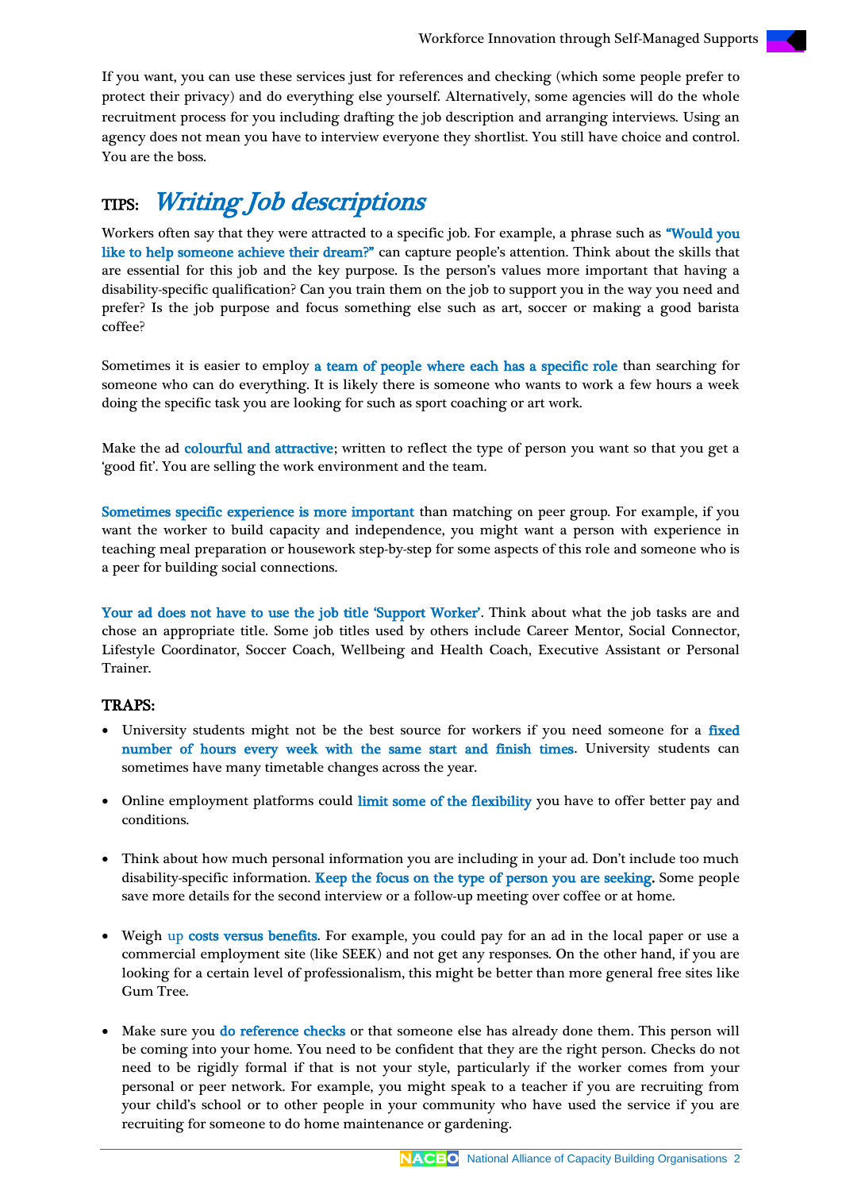If you want, you can use these services just for references and checking (which some people prefer to protect their privacy) and do everything else yourself. Alternatively, some agencies will do the whole recruitment process for you including drafting the job description and arranging interviews. Using an agency does not mean you have to interview everyone they shortlist. You still have choice and control. You are the boss.

## TIPS: *Writing Job descriptions*

Workers often say that they were attracted to a specific job. For example, a phrase such as "Would you like to help someone achieve their dream?" can capture people's attention. Think about the skills that are essential for this job and the key purpose. Is the person's values more important that having a disability-specific qualification? Can you train them on the job to support you in the way you need and prefer? Is the job purpose and focus something else such as art, soccer or making a good barista coffee?

Sometimes it is easier to employ a team of people where each has a specific role than searching for someone who can do everything. It is likely there is someone who wants to work a few hours a week doing the specific task you are looking for such as sport coaching or art work.

Make the ad colourful and attractive; written to reflect the type of person you want so that you get a 'good fit'. You are selling the work environment and the team.

Sometimes specific experience is more important than matching on peer group. For example, if you want the worker to build capacity and independence, you might want a person with experience in teaching meal preparation or housework step-by-step for some aspects of this role and someone who is a peer for building social connections.

Your ad does not have to use the job title 'Support Worker'. Think about what the job tasks are and chose an appropriate title. Some job titles used by others include Career Mentor, Social Connector, Lifestyle Coordinator, Soccer Coach, Wellbeing and Health Coach, Executive Assistant or Personal Trainer.

### TRAPS:

- University students might not be the best source for workers if you need someone for a fixed number of hours every week with the same start and finish times. University students can sometimes have many timetable changes across the year.
- Online employment platforms could limit some of the flexibility you have to offer better pay and conditions.
- Think about how much personal information you are including in your ad. Don't include too much disability-specific information. Keep the focus on the type of person you are seeking. Some people save more details for the second interview or a follow-up meeting over coffee or at home.
- Weigh up costs versus benefits. For example, you could pay for an ad in the local paper or use a commercial employment site (like SEEK) and not get any responses. On the other hand, if you are looking for a certain level of professionalism, this might be better than more general free sites like Gum Tree.
- Make sure you do reference checks or that someone else has already done them. This person will be coming into your home. You need to be confident that they are the right person. Checks do not need to be rigidly formal if that is not your style, particularly if the worker comes from your personal or peer network. For example, you might speak to a teacher if you are recruiting from your child's school or to other people in your community who have used the service if you are recruiting for someone to do home maintenance or gardening.